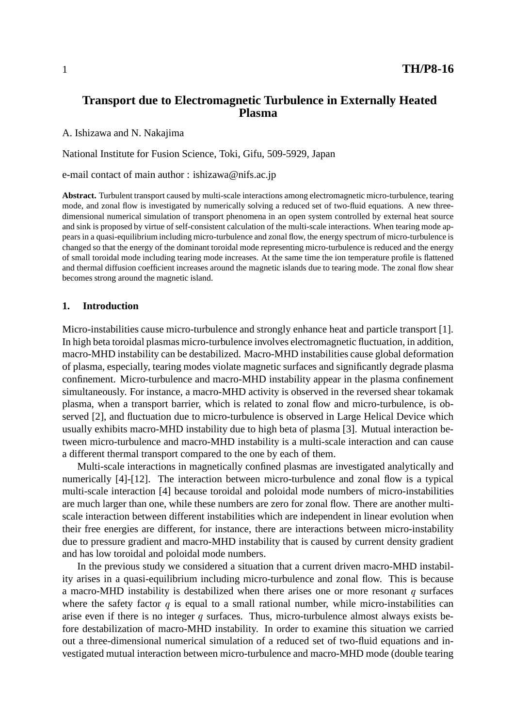# Transport due to Electromagnetic Turbulence in Externally Heated Plasma

A. Ishizawa and N. Nakajima

National Institute for Fusion Science, Toki, Gifu, 509-5929, Japan

e-mail contact of main author : ishizawa@nifs.ac.jp

**Abstract.** Turbulent transport caused by multi-scale interactions among electromagnetic micro-turbulence, tearing mode, and zonal flow is investigated by numerically solving a reduced set of two-fluid equations. A new three-dimensional numerical simulation of transport phenomena in an open system controlled by external heat source and sink is proposed by virtue of self-consistent calculation of the multi-scale interactions. When tearing mode appears in a quasi-equilibrium including micro-turbulence and zonal flow, the energy spectrum of micro-turbulence is changed so that the energy of the dominant toroidal mode representing micro-turbulence is reduced and the energy of small toroidal mode including tearing mode increases. At the same time the ion temperature profile is flattened and thermal diffusion coefficient increases around the magnetic islands due to tearing mode. The zonal flow shear becomes strong around the magnetic island.

## 1. Introduction

Micro-instabilities cause micro-turbulence and strongly enhance heat and particle transport [1]. In high beta toroidal plasmas micro-turbulence involves electromagnetic fluctuation, in addition, macro-MHD instability can be destabilized. Macro-MHD instabilities cause global deformation of plasma, especially, tearing modes violate magnetic surfaces and significantly degrade plasma confinement. Micro-turbulence and macro-MHD instability appear in the plasma confinement simultaneously. For instance, a macro-MHD activity is observed in the reversed shear tokamak plasma, when a transport barrier, which is related to zonal flow and micro-turbulence, is observed [2], and fluctuation due to micro-turbulence is observed in Large Helical Device which usually exhibits macro-MHD instability due to high beta of plasma [3]. Mutual interaction between micro-turbulence and macro-MHD instability is a multi-scale interaction and can cause a different thermal transport compared to the one by each of them.

Multi-scale interactions in magnetically confined plasmas are investigated analytically and numerically [4]-[12]. The interaction between micro-turbulence and zonal flow is a typical multi-scale interaction [4] because toroidal and poloidal mode numbers of micro-instabilities are much larger than one, while these numbers are zero for zonal flow. There are another multi-scale interaction between different instabilities which are independent in linear evolution when their free energies are different, for instance, there are interactions between micro-instability due to pressure gradient and macro-MHD instability that is caused by current density gradient and has low toroidal and poloidal mode numbers.

In the previous study we considered a situation that a current driven macro-MHD instability arises in a quasi-equilibrium including micro-turbulence and zonal flow. This is because a macro-MHD instability is destabilized when there arises one or more resonant $q$ surfaces where the safety factor $q$ is equal to a small rational number, while micro-instabilities can arise even if there is no integer $q$ surfaces. Thus, micro-turbulence almost always exists before destabilization of macro-MHD instability. In order to examine this situation we carried out a three-dimensional numerical simulation of a reduced set of two-fluid equations and investigated mutual interaction between micro-turbulence and macro-MHD mode (double tearing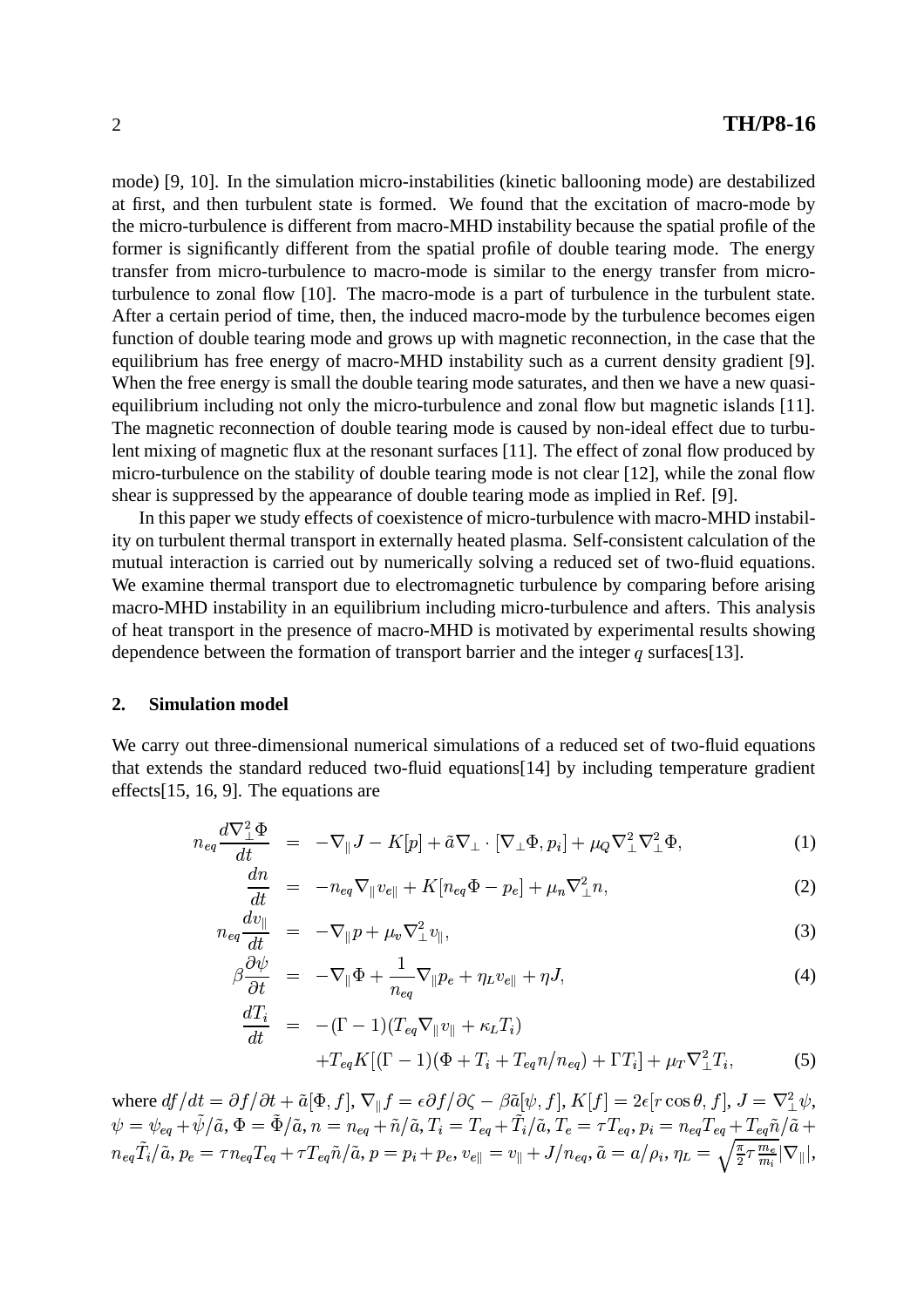mode) [9, 10]. In the simulation micro-instabilities (kinetic ballooning mode) are destabilized at first, and then turbulent state is formed. We found that the excitation of macro-mode by the micro-turbulence is different from macro-MHD instability because the spatial profile of the former is significantly different from the spatial profile of double tearing mode. The energy transfer from micro-turbulence to macro-mode is similar to the energy transfer from micro-turbulence to zonal flow [10]. The macro-mode is a part of turbulence in the turbulent state. After a certain period of time, then, the induced macro-mode by the turbulence becomes eigen function of double tearing mode and grows up with magnetic reconnection, in the case that the equilibrium has free energy of macro-MHD instability such as a current density gradient [9]. When the free energy is small the double tearing mode saturates, and then we have a new quasi-equilibrium including not only the micro-turbulence and zonal flow but magnetic islands [11]. The magnetic reconnection of double tearing mode is caused by non-ideal effect due to turbulent mixing of magnetic flux at the resonant surfaces [11]. The effect of zonal flow produced by micro-turbulence on the stability of double tearing mode is not clear [12], while the zonal flow shear is suppressed by the appearance of double tearing mode as implied in Ref. [9].

In this paper we study effects of coexistence of micro-turbulence with macro-MHD instability on turbulent thermal transport in externally heated plasma. Self-consistent calculation of the mutual interaction is carried out by numerically solving a reduced set of two-fluid equations. We examine thermal transport due to electromagnetic turbulence by comparing before arising macro-MHD instability in an equilibrium including micro-turbulence and afters. This analysis of heat transport in the presence of macro-MHD is motivated by experimental results showing dependence between the formation of transport barrier and the integer $q$ surfaces[13].

## 2. Simulation model

We carry out three-dimensional numerical simulations of a reduced set of two-fluid equations that extends the standard reduced two-fluid equations[14] by including temperature gradient effects[15, 16, 9]. The equations are

$$n_{eq}\frac{d\nabla_\perp^2\Phi}{dt} = -\nabla_\parallel J - K[p] + \tilde{a}\nabla_\perp\cdot[\nabla_\perp\Phi, p_i] + \mu_Q\nabla_\perp^2\nabla_\perp^2\Phi, \tag{1}$$

$$\frac{dn}{dt} = -n_{eq}\nabla_\parallel v_{e\parallel} + K[n_{eq}\Phi - p_e] + \mu_n\nabla_\perp^2 n, \tag{2}$$

$$n_{eq}\frac{dv_\parallel}{dt} = -\nabla_\parallel p + \mu_v\nabla_\perp^2 v_\parallel, \tag{3}$$

$$\beta\frac{\partial\psi}{\partial t} = -\nabla_\parallel\Phi + \frac{1}{n_{eq}}\nabla_\parallel p_e + \eta_L v_{e\parallel} + \eta J, \tag{4}$$

$$\begin{aligned}\frac{dT_i}{dt} = & -(\Gamma-1)(T_{eq}\nabla_\parallel v_\parallel + \kappa_L T_i) \\ & + T_{eq}K[(\Gamma-1)(\Phi + T_i + T_{eq}n/n_{eq}) + \Gamma T_i] + \mu_T\nabla_\perp^2 T_i,\end{aligned} \tag{5}$$

where $df/dt = \partial f/\partial t + \tilde{a}[\Phi, f]$, $\nabla_\parallel f = \epsilon\partial f/\partial\zeta - \beta\tilde{a}[\psi, f]$, $K[f] = 2\epsilon[r\cos\theta, f]$, $J = \nabla_\perp^2\psi$, $\psi = \psi_{eq} + \tilde{\psi}/\tilde{a}$, $\Phi = \tilde{\Phi}/\tilde{a}$, $n = n_{eq} + \tilde{n}/\tilde{a}$, $T_i = T_{eq} + \tilde{T}_i/\tilde{a}$, $T_e = \tau T_{eq}$, $p_i = n_{eq}T_{eq} + T_{eq}\tilde{n}/\tilde{a} + n_{eq}\tilde{T}_i/\tilde{a}$, $p_e = \tau n_{eq}T_{eq} + \tau T_{eq}\tilde{n}/\tilde{a}$, $p = p_i + p_e$, $v_{e\parallel} = v_\parallel + J/n_{eq}$, $\tilde{a} = a/\rho_i$, $\eta_L = \sqrt{\frac{\pi}{2}\tau\frac{m_e}{m_i}}|\nabla_\parallel|$,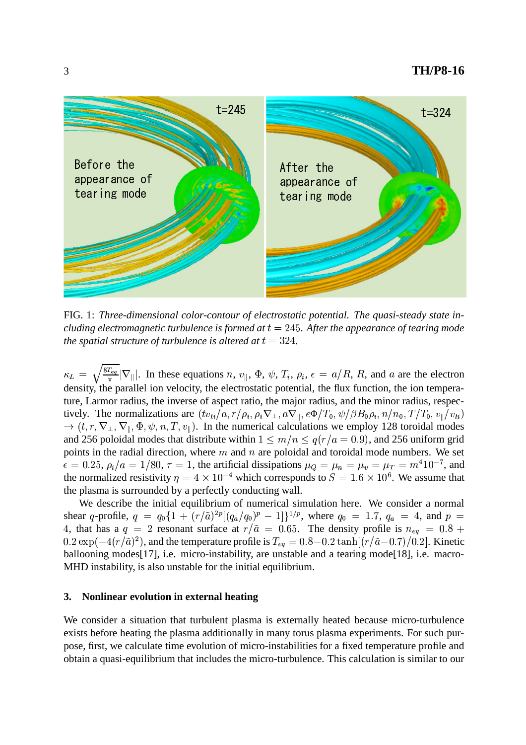FIG. 1: *Three-dimensional color-contour of electrostatic potential. The quasi-steady state including electromagnetic turbulence is formed at* $t = 245$*. After the appearance of tearing mode the spatial structure of turbulence is altered at* $t = 324$*.*

$\kappa_L = \sqrt{\frac{8T_{eq}}{\pi}}|\nabla_\parallel|$. In these equations $n$, $v_\parallel$, $\Phi$, $\psi$, $T_i$, $\rho_i$, $\epsilon = a/R$, $R$, and $a$ are the electron density, the parallel ion velocity, the electrostatic potential, the flux function, the ion temperature, Larmor radius, the inverse of aspect ratio, the major radius, and the minor radius, respectively. The normalizations are $(tv_{ti}/a, r/\rho_i, \rho_i\nabla_\perp, a\nabla_\parallel, e\Phi/T_0, \psi/\beta B_0\rho_i, n/n_0, T/T_0, v_\parallel/v_{ti})$ $\rightarrow (t, r, \nabla_\perp, \nabla_\parallel, \Phi, \psi, n, T, v_\parallel)$. In the numerical calculations we employ 128 toroidal modes and 256 poloidal modes that distribute within $1 \leq m/n \leq q(r/a = 0.9)$, and 256 uniform grid points in the radial direction, where $m$ and $n$ are poloidal and toroidal mode numbers. We set $\epsilon = 0.25$, $\rho_i/a = 1/80$, $\tau = 1$, the artificial dissipations $\mu_Q = \mu_n = \mu_v = \mu_T = m^4 10^{-7}$, and the normalized resistivity $\eta = 4 \times 10^{-4}$ which corresponds to $S = 1.6 \times 10^6$. We assume that the plasma is surrounded by a perfectly conducting wall.

We describe the initial equilibrium of numerical simulation here. We consider a normal shear $q$-profile, $q = q_0\{1 + (r/\tilde{a})^{2p}[(q_a/q_0)^p - 1]\}^{1/p}$, where $q_0 = 1.7$, $q_a = 4$, and $p = 4$, that has a $q = 2$ resonant surface at $r/\tilde{a} = 0.65$. The density profile is $n_{eq} = 0.8 + 0.2\exp(-4(r/\tilde{a})^2)$, and the temperature profile is $T_{eq} = 0.8 - 0.2\tanh[(r/\tilde{a} - 0.7)/0.2]$. Kinetic ballooning modes[17], i.e. micro-instability, are unstable and a tearing mode[18], i.e. macro-MHD instability, is also unstable for the initial equilibrium.

## 3. Nonlinear evolution in external heating

We consider a situation that turbulent plasma is externally heated because micro-turbulence exists before heating the plasma additionally in many torus plasma experiments. For such purpose, first, we calculate time evolution of micro-instabilities for a fixed temperature profile and obtain a quasi-equilibrium that includes the micro-turbulence. This calculation is similar to our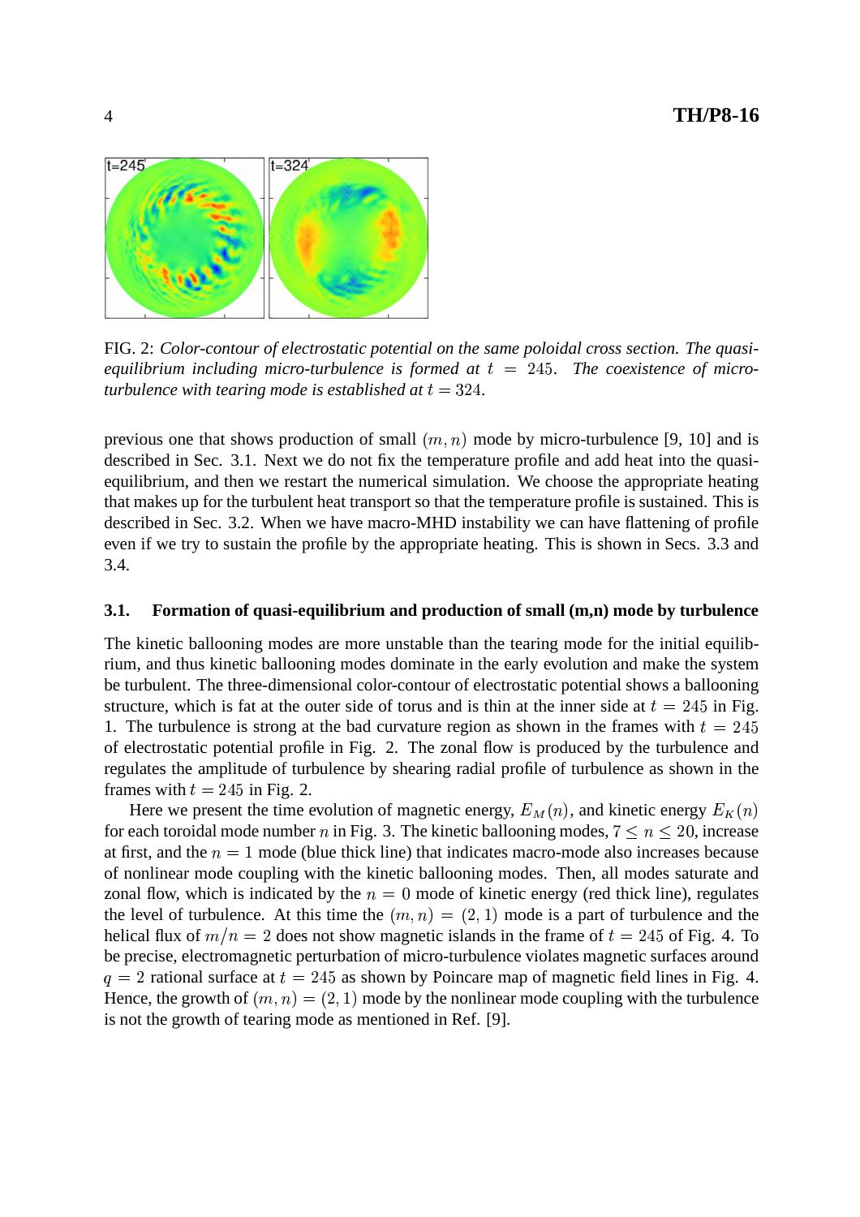FIG. 2: *Color-contour of electrostatic potential on the same poloidal cross section. The quasi-equilibrium including micro-turbulence is formed at $t = 245$. The coexistence of micro-turbulence with tearing mode is established at $t = 324$.*

previous one that shows production of small $(m, n)$ mode by micro-turbulence [9, 10] and is described in Sec. 3.1. Next we do not fix the temperature profile and add heat into the quasi-equilibrium, and then we restart the numerical simulation. We choose the appropriate heating that makes up for the turbulent heat transport so that the temperature profile is sustained. This is described in Sec. 3.2. When we have macro-MHD instability we can have flattening of profile even if we try to sustain the profile by the appropriate heating. This is shown in Secs. 3.3 and 3.4.

### 3.1. Formation of quasi-equilibrium and production of small (m,n) mode by turbulence

The kinetic ballooning modes are more unstable than the tearing mode for the initial equilibrium, and thus kinetic ballooning modes dominate in the early evolution and make the system be turbulent. The three-dimensional color-contour of electrostatic potential shows a ballooning structure, which is fat at the outer side of torus and is thin at the inner side at $t = 245$ in Fig. 1. The turbulence is strong at the bad curvature region as shown in the frames with $t = 245$ of electrostatic potential profile in Fig. 2. The zonal flow is produced by the turbulence and regulates the amplitude of turbulence by shearing radial profile of turbulence as shown in the frames with $t = 245$ in Fig. 2.

Here we present the time evolution of magnetic energy, $E_M(n)$, and kinetic energy $E_K(n)$ for each toroidal mode number $n$ in Fig. 3. The kinetic ballooning modes, $7 \leq n \leq 20$, increase at first, and the $n = 1$ mode (blue thick line) that indicates macro-mode also increases because of nonlinear mode coupling with the kinetic ballooning modes. Then, all modes saturate and zonal flow, which is indicated by the $n = 0$ mode of kinetic energy (red thick line), regulates the level of turbulence. At this time the $(m, n) = (2, 1)$ mode is a part of turbulence and the helical flux of $m/n = 2$ does not show magnetic islands in the frame of $t = 245$ of Fig. 4. To be precise, electromagnetic perturbation of micro-turbulence violates magnetic surfaces around $q = 2$ rational surface at $t = 245$ as shown by Poincare map of magnetic field lines in Fig. 4. Hence, the growth of $(m, n) = (2, 1)$ mode by the nonlinear mode coupling with the turbulence is not the growth of tearing mode as mentioned in Ref. [9].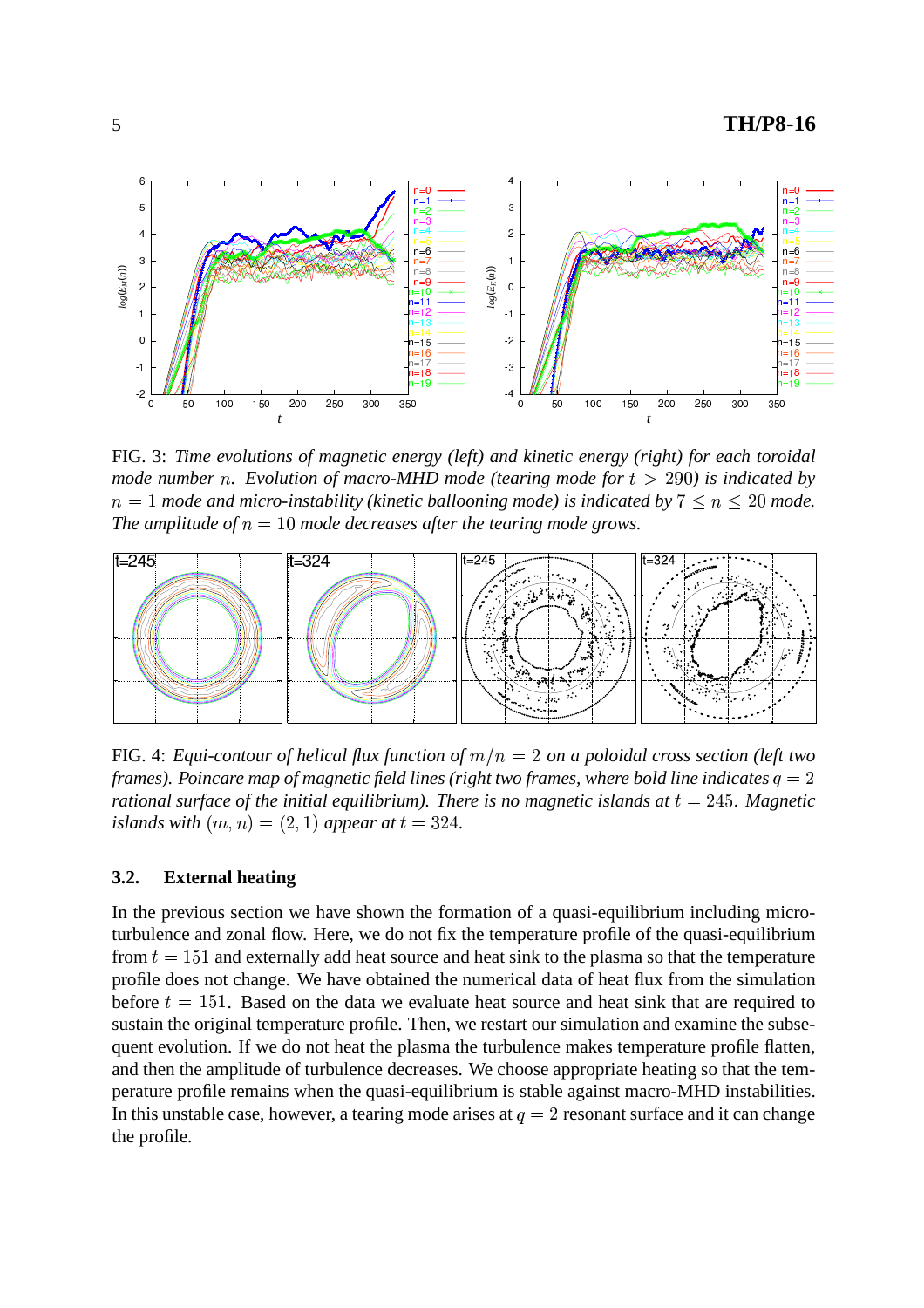FIG. 3: *Time evolutions of magnetic energy (left) and kinetic energy (right) for each toroidal mode number $n$. Evolution of macro-MHD mode (tearing mode for $t > 290$) is indicated by $n = 1$ mode and micro-instability (kinetic ballooning mode) is indicated by $7 \le n \le 20$ mode. The amplitude of $n = 10$ mode decreases after the tearing mode grows.*

FIG. 4: *Equi-contour of helical flux function of $m/n = 2$ on a poloidal cross section (left two frames). Poincare map of magnetic field lines (right two frames, where bold line indicates $q = 2$ rational surface of the initial equilibrium). There is no magnetic islands at $t = 245$. Magnetic islands with $(m, n) = (2, 1)$ appear at $t = 324$.*

### 3.2. External heating

In the previous section we have shown the formation of a quasi-equilibrium including micro-turbulence and zonal flow. Here, we do not fix the temperature profile of the quasi-equilibrium from $t = 151$ and externally add heat source and heat sink to the plasma so that the temperature profile does not change. We have obtained the numerical data of heat flux from the simulation before $t = 151$. Based on the data we evaluate heat source and heat sink that are required to sustain the original temperature profile. Then, we restart our simulation and examine the subsequent evolution. If we do not heat the plasma the turbulence makes temperature profile flatten, and then the amplitude of turbulence decreases. We choose appropriate heating so that the temperature profile remains when the quasi-equilibrium is stable against macro-MHD instabilities. In this unstable case, however, a tearing mode arises at $q = 2$ resonant surface and it can change the profile.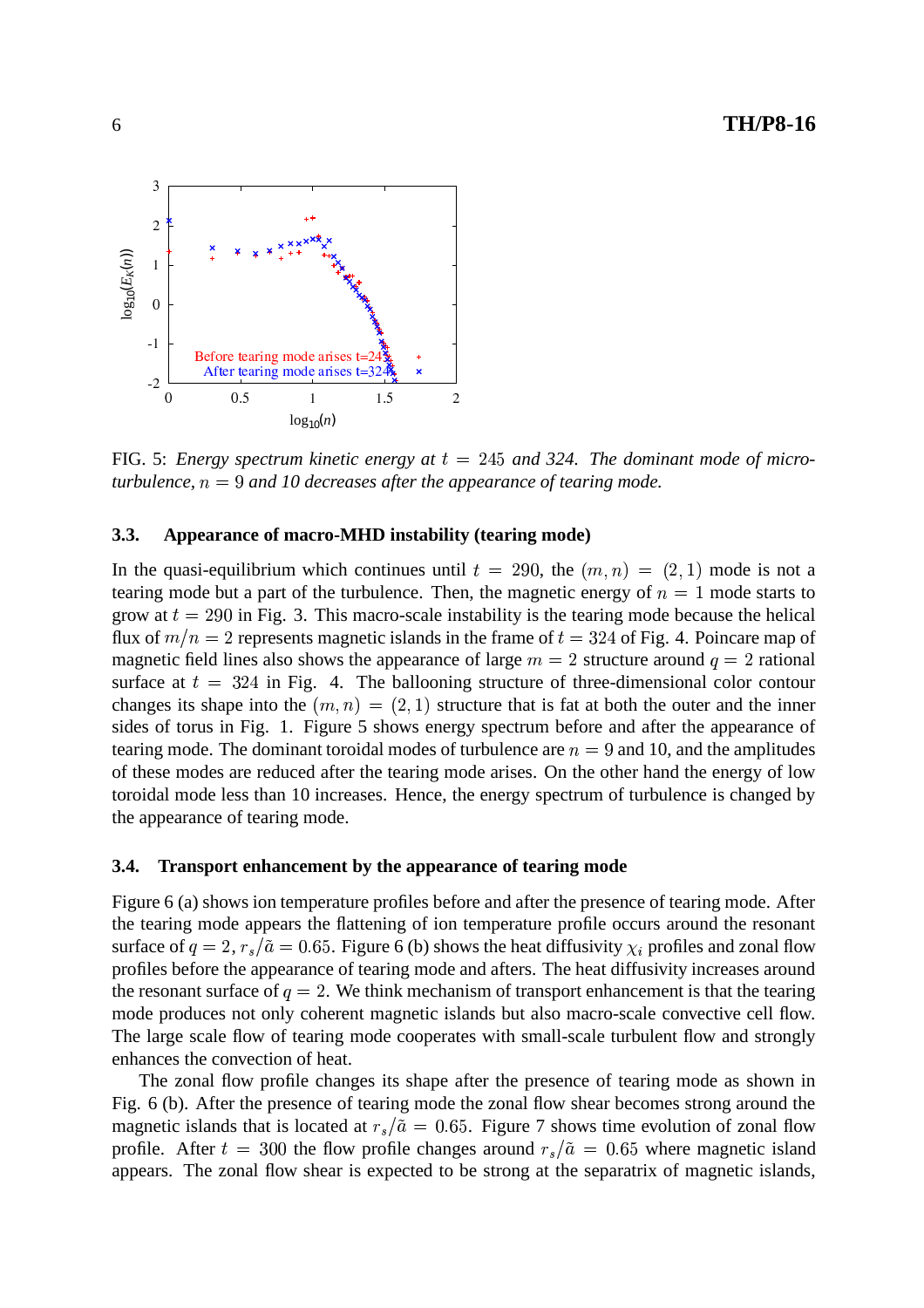FIG. 5: *Energy spectrum kinetic energy at $t = 245$ and 324. The dominant mode of micro-turbulence, $n = 9$ and 10 decreases after the appearance of tearing mode.*

### 3.3. Appearance of macro-MHD instability (tearing mode)

In the quasi-equilibrium which continues until $t = 290$, the $(m, n) = (2, 1)$ mode is not a tearing mode but a part of the turbulence. Then, the magnetic energy of $n = 1$ mode starts to grow at $t = 290$ in Fig. 3. This macro-scale instability is the tearing mode because the helical flux of $m/n = 2$ represents magnetic islands in the frame of $t = 324$ of Fig. 4. Poincare map of magnetic field lines also shows the appearance of large $m = 2$ structure around $q = 2$ rational surface at $t = 324$ in Fig. 4. The ballooning structure of three-dimensional color contour changes its shape into the $(m, n) = (2, 1)$ structure that is fat at both the outer and the inner sides of torus in Fig. 1. Figure 5 shows energy spectrum before and after the appearance of tearing mode. The dominant toroidal modes of turbulence are $n = 9$ and 10, and the amplitudes of these modes are reduced after the tearing mode arises. On the other hand the energy of low toroidal mode less than 10 increases. Hence, the energy spectrum of turbulence is changed by the appearance of tearing mode.

### 3.4. Transport enhancement by the appearance of tearing mode

Figure 6 (a) shows ion temperature profiles before and after the presence of tearing mode. After the tearing mode appears the flattening of ion temperature profile occurs around the resonant surface of $q = 2$, $r_s/\tilde{a} = 0.65$. Figure 6 (b) shows the heat diffusivity $\chi_i$ profiles and zonal flow profiles before the appearance of tearing mode and afters. The heat diffusivity increases around the resonant surface of $q = 2$. We think mechanism of transport enhancement is that the tearing mode produces not only coherent magnetic islands but also macro-scale convective cell flow. The large scale flow of tearing mode cooperates with small-scale turbulent flow and strongly enhances the convection of heat.

The zonal flow profile changes its shape after the presence of tearing mode as shown in Fig. 6 (b). After the presence of tearing mode the zonal flow shear becomes strong around the magnetic islands that is located at $r_s/\tilde{a} = 0.65$. Figure 7 shows time evolution of zonal flow profile. After $t = 300$ the flow profile changes around $r_s/\tilde{a} = 0.65$ where magnetic island appears. The zonal flow shear is expected to be strong at the separatrix of magnetic islands,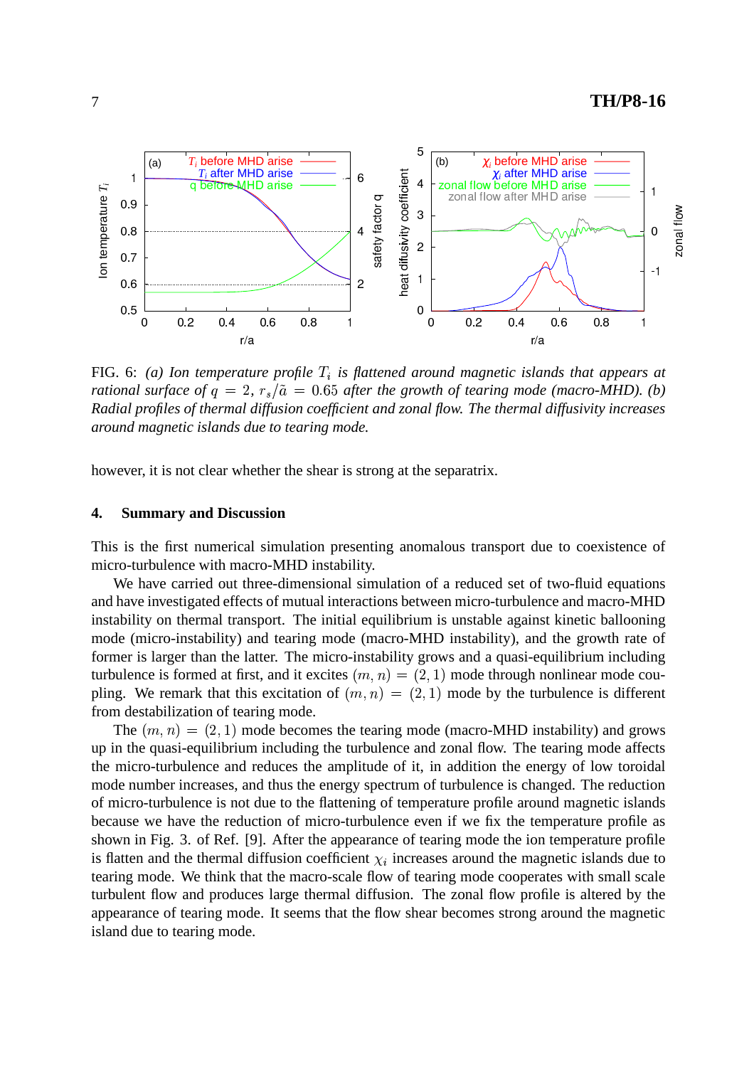FIG. 6: *(a) Ion temperature profile $T_i$ is flattened around magnetic islands that appears at rational surface of $q = 2$, $r_s/\tilde{a} = 0.65$ after the growth of tearing mode (macro-MHD). (b) Radial profiles of thermal diffusion coefficient and zonal flow. The thermal diffusivity increases around magnetic islands due to tearing mode.*

however, it is not clear whether the shear is strong at the separatrix.

## 4. Summary and Discussion

This is the first numerical simulation presenting anomalous transport due to coexistence of micro-turbulence with macro-MHD instability.

We have carried out three-dimensional simulation of a reduced set of two-fluid equations and have investigated effects of mutual interactions between micro-turbulence and macro-MHD instability on thermal transport. The initial equilibrium is unstable against kinetic ballooning mode (micro-instability) and tearing mode (macro-MHD instability), and the growth rate of former is larger than the latter. The micro-instability grows and a quasi-equilibrium including turbulence is formed at first, and it excites $(m, n) = (2, 1)$ mode through nonlinear mode coupling. We remark that this excitation of $(m, n) = (2, 1)$ mode by the turbulence is different from destabilization of tearing mode.

The $(m, n) = (2, 1)$ mode becomes the tearing mode (macro-MHD instability) and grows up in the quasi-equilibrium including the turbulence and zonal flow. The tearing mode affects the micro-turbulence and reduces the amplitude of it, in addition the energy of low toroidal mode number increases, and thus the energy spectrum of turbulence is changed. The reduction of micro-turbulence is not due to the flattening of temperature profile around magnetic islands because we have the reduction of micro-turbulence even if we fix the temperature profile as shown in Fig. 3. of Ref. [9]. After the appearance of tearing mode the ion temperature profile is flatten and the thermal diffusion coefficient $\chi_i$ increases around the magnetic islands due to tearing mode. We think that the macro-scale flow of tearing mode cooperates with small scale turbulent flow and produces large thermal diffusion. The zonal flow profile is altered by the appearance of tearing mode. It seems that the flow shear becomes strong around the magnetic island due to tearing mode.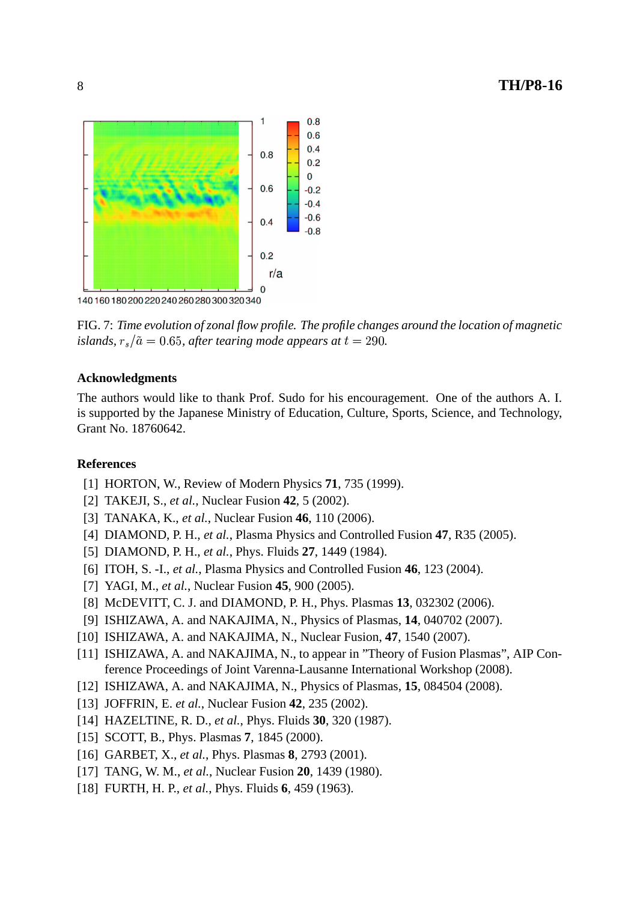1

0.8

0.6

0.4

0.2

r/a

0

0.8
0.6
0.4
0.2
0
-0.2
-0.4
-0.6
-0.8

140 160 180 200 220 240 260 280 300 320 340

FIG. 7: *Time evolution of zonal flow profile. The profile changes around the location of magnetic islands,* $r_s/\tilde{a} = 0.65$*, after tearing mode appears at* $t = 290$*.*

## Acknowledgments

The authors would like to thank Prof. Sudo for his encouragement. One of the authors A. I. is supported by the Japanese Ministry of Education, Culture, Sports, Science, and Technology, Grant No. 18760642.

## References

[1] HORTON, W., Review of Modern Physics **71**, 735 (1999).
[2] TAKEJI, S., *et al.*, Nuclear Fusion **42**, 5 (2002).
[3] TANAKA, K., *et al.*, Nuclear Fusion **46**, 110 (2006).
[4] DIAMOND, P. H., *et al.*, Plasma Physics and Controlled Fusion **47**, R35 (2005).
[5] DIAMOND, P. H., *et al.*, Phys. Fluids **27**, 1449 (1984).
[6] ITOH, S. -I., *et al.*, Plasma Physics and Controlled Fusion **46**, 123 (2004).
[7] YAGI, M., *et al.*, Nuclear Fusion **45**, 900 (2005).
[8] McDEVITT, C. J. and DIAMOND, P. H., Phys. Plasmas **13**, 032302 (2006).
[9] ISHIZAWA, A. and NAKAJIMA, N., Physics of Plasmas, **14**, 040702 (2007).
[10] ISHIZAWA, A. and NAKAJIMA, N., Nuclear Fusion, **47**, 1540 (2007).
[11] ISHIZAWA, A. and NAKAJIMA, N., to appear in "Theory of Fusion Plasmas", AIP Conference Proceedings of Joint Varenna-Lausanne International Workshop (2008).
[12] ISHIZAWA, A. and NAKAJIMA, N., Physics of Plasmas, **15**, 084504 (2008).
[13] JOFFRIN, E. *et al.*, Nuclear Fusion **42**, 235 (2002).
[14] HAZELTINE, R. D., *et al.*, Phys. Fluids **30**, 320 (1987).
[15] SCOTT, B., Phys. Plasmas **7**, 1845 (2000).
[16] GARBET, X., *et al.*, Phys. Plasmas **8**, 2793 (2001).
[17] TANG, W. M., *et al.*, Nuclear Fusion **20**, 1439 (1980).
[18] FURTH, H. P., *et al.*, Phys. Fluids **6**, 459 (1963).